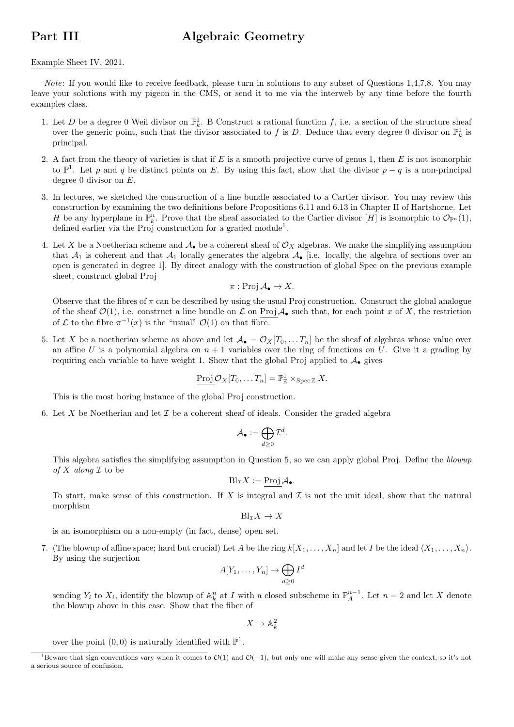**Part III** **Algebraic Geometry**

Example Sheet IV, 2021.

*Note*: If you would like to receive feedback, please turn in solutions to any subset of Questions 1,4,7,8. You may leave your solutions with my pigeon in the CMS, or send it to me via the interweb by any time before the fourth examples class.

1. Let $D$ be a degree 0 Weil divisor on $\mathbb{P}^1_k$. B Construct a rational function $f$, i.e. a section of the structure sheaf over the generic point, such that the divisor associated to $f$ is $D$. Deduce that every degree 0 divisor on $\mathbb{P}^1_k$ is principal.

2. A fact from the theory of varieties is that if $E$ is a smooth projective curve of genus 1, then $E$ is not isomorphic to $\mathbb{P}^1$. Let $p$ and $q$ be distinct points on $E$. By using this fact, show that the divisor $p - q$ is a non-principal degree 0 divisor on $E$.

3. In lectures, we sketched the construction of a line bundle associated to a Cartier divisor. You may review this construction by examining the two definitions before Propositions 6.11 and 6.13 in Chapter II of Hartshorne. Let $H$ be any hyperplane in $\mathbb{P}^n_k$. Prove that the sheaf associated to the Cartier divisor $[H]$ is isomorphic to $\mathcal{O}_{\mathbb{P}^n}(1)$, defined earlier via the Proj construction for a graded module[1].

4. Let $X$ be a Noetherian scheme and $\mathcal{A}_\bullet$ be a coherent sheaf of $\mathcal{O}_X$ algebras. We make the simplifying assumption that $\mathcal{A}_1$ is coherent and that $\mathcal{A}_1$ locally generates the algebra $\mathcal{A}_\bullet$ [i.e. locally, the algebra of sections over an open is generated in degree 1]. By direct analogy with the construction of global Spec on the previous example sheet, construct global Proj
$$\pi : \underline{\operatorname{Proj}}\,\mathcal{A}_\bullet \to X.$$
Observe that the fibres of $\pi$ can be described by using the usual Proj construction. Construct the global analogue of the sheaf $\mathcal{O}(1)$, i.e. construct a line bundle on $\mathcal{L}$ on $\underline{\operatorname{Proj}}\,\mathcal{A}_\bullet$ such that, for each point $x$ of $X$, the restriction of $\mathcal{L}$ to the fibre $\pi^{-1}(x)$ is the "usual" $\mathcal{O}(1)$ on that fibre.

5. Let $X$ be a noetherian scheme as above and let $\mathcal{A}_\bullet = \mathcal{O}_X[T_0, \ldots T_n]$ be the sheaf of algebras whose value over an affine $U$ is a polynomial algebra on $n+1$ variables over the ring of functions on $U$. Give it a grading by requiring each variable to have weight 1. Show that the global Proj applied to $\mathcal{A}_\bullet$ gives
$$\underline{\operatorname{Proj}}\,\mathcal{O}_X[T_0, \ldots T_n] = \mathbb{P}^1_{\mathbb{Z}} \times_{\operatorname{Spec}\mathbb{Z}} X.$$
This is the most boring instance of the global Proj construction.

6. Let $X$ be Noetherian and let $\mathcal{I}$ be a coherent sheaf of ideals. Consider the graded algebra
$$\mathcal{A}_\bullet := \bigoplus_{d \geq 0} \mathcal{I}^d.$$
This algebra satisfies the simplifying assumption in Question 5, so we can apply global Proj. Define the *blowup of $X$ along $\mathcal{I}$* to be
$$\operatorname{Bl}_{\mathcal{I}} X := \underline{\operatorname{Proj}}\,\mathcal{A}_\bullet.$$
To start, make sense of this construction. If $X$ is integral and $\mathcal{I}$ is not the unit ideal, show that the natural morphism
$$\operatorname{Bl}_{\mathcal{I}} X \to X$$
is an isomorphism on a non-empty (in fact, dense) open set.

7. (The blowup of affine space; hard but crucial) Let $A$ be the ring $k[X_1, \ldots, X_n]$ and let $I$ be the ideal $\langle X_1, \ldots, X_n \rangle$. By using the surjection
$$A[Y_1, \ldots, Y_n] \to \bigoplus_{d \geq 0} I^d$$
sending $Y_i$ to $X_i$, identify the blowup of $\mathbb{A}^n_k$ at $I$ with a closed subscheme in $\mathbb{P}^{n-1}_A$. Let $n = 2$ and let $X$ denote the blowup above in this case. Show that the fiber of
$$X \to \mathbb{A}^2_k$$
over the point $(0,0)$ is naturally identified with $\mathbb{P}^1$.

[1] Beware that sign conventions vary when it comes to $\mathcal{O}(1)$ and $\mathcal{O}(-1)$, but only one will make any sense given the context, so it's not a serious source of confusion.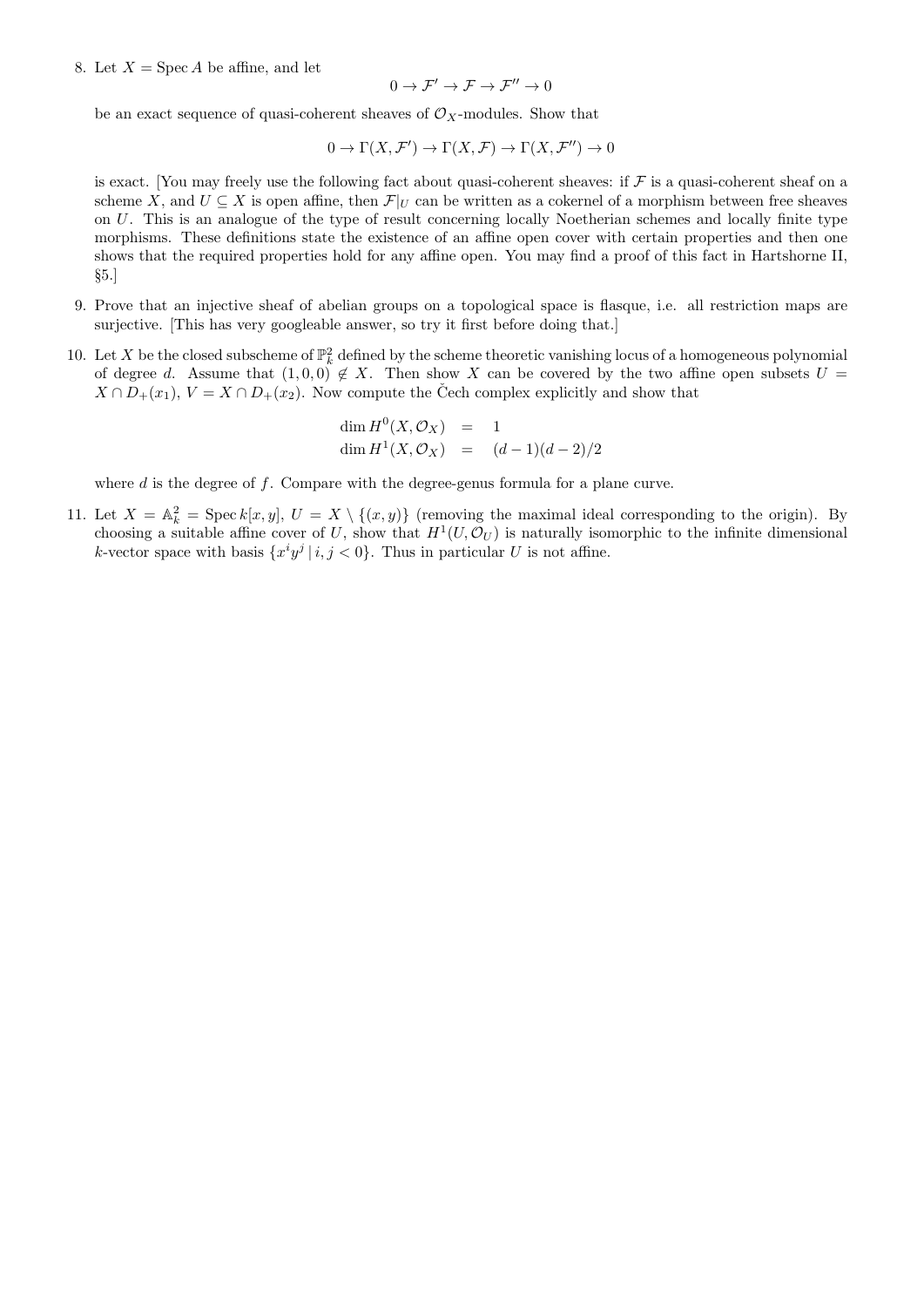8. Let $X = \operatorname{Spec} A$ be affine, and let

$$0 \to \mathcal{F}' \to \mathcal{F} \to \mathcal{F}'' \to 0$$

be an exact sequence of quasi-coherent sheaves of $\mathcal{O}_X$-modules. Show that

$$0 \to \Gamma(X, \mathcal{F}') \to \Gamma(X, \mathcal{F}) \to \Gamma(X, \mathcal{F}'') \to 0$$

is exact. [You may freely use the following fact about quasi-coherent sheaves: if $\mathcal{F}$ is a quasi-coherent sheaf on a scheme $X$, and $U \subseteq X$ is open affine, then $\mathcal{F}|_U$ can be written as a cokernel of a morphism between free sheaves on $U$. This is an analogue of the type of result concerning locally Noetherian schemes and locally finite type morphisms. These definitions state the existence of an affine open cover with certain properties and then one shows that the required properties hold for any affine open. You may find a proof of this fact in Hartshorne II, §5.]

9. Prove that an injective sheaf of abelian groups on a topological space is flasque, i.e. all restriction maps are surjective. [This has very googleable answer, so try it first before doing that.]

10. Let $X$ be the closed subscheme of $\mathbb{P}^2_k$ defined by the scheme theoretic vanishing locus of a homogeneous polynomial of degree $d$. Assume that $(1, 0, 0) \notin X$. Then show $X$ can be covered by the two affine open subsets $U = X \cap D_+(x_1)$, $V = X \cap D_+(x_2)$. Now compute the Čech complex explicitly and show that

$$\begin{aligned} \dim H^0(X, \mathcal{O}_X) &= 1 \\ \dim H^1(X, \mathcal{O}_X) &= (d-1)(d-2)/2 \end{aligned}$$

where $d$ is the degree of $f$. Compare with the degree-genus formula for a plane curve.

11. Let $X = \mathbb{A}^2_k = \operatorname{Spec} k[x, y]$, $U = X \setminus \{(x, y)\}$ (removing the maximal ideal corresponding to the origin). By choosing a suitable affine cover of $U$, show that $H^1(U, \mathcal{O}_U)$ is naturally isomorphic to the infinite dimensional $k$-vector space with basis $\{x^i y^j \mid i, j < 0\}$. Thus in particular $U$ is not affine.